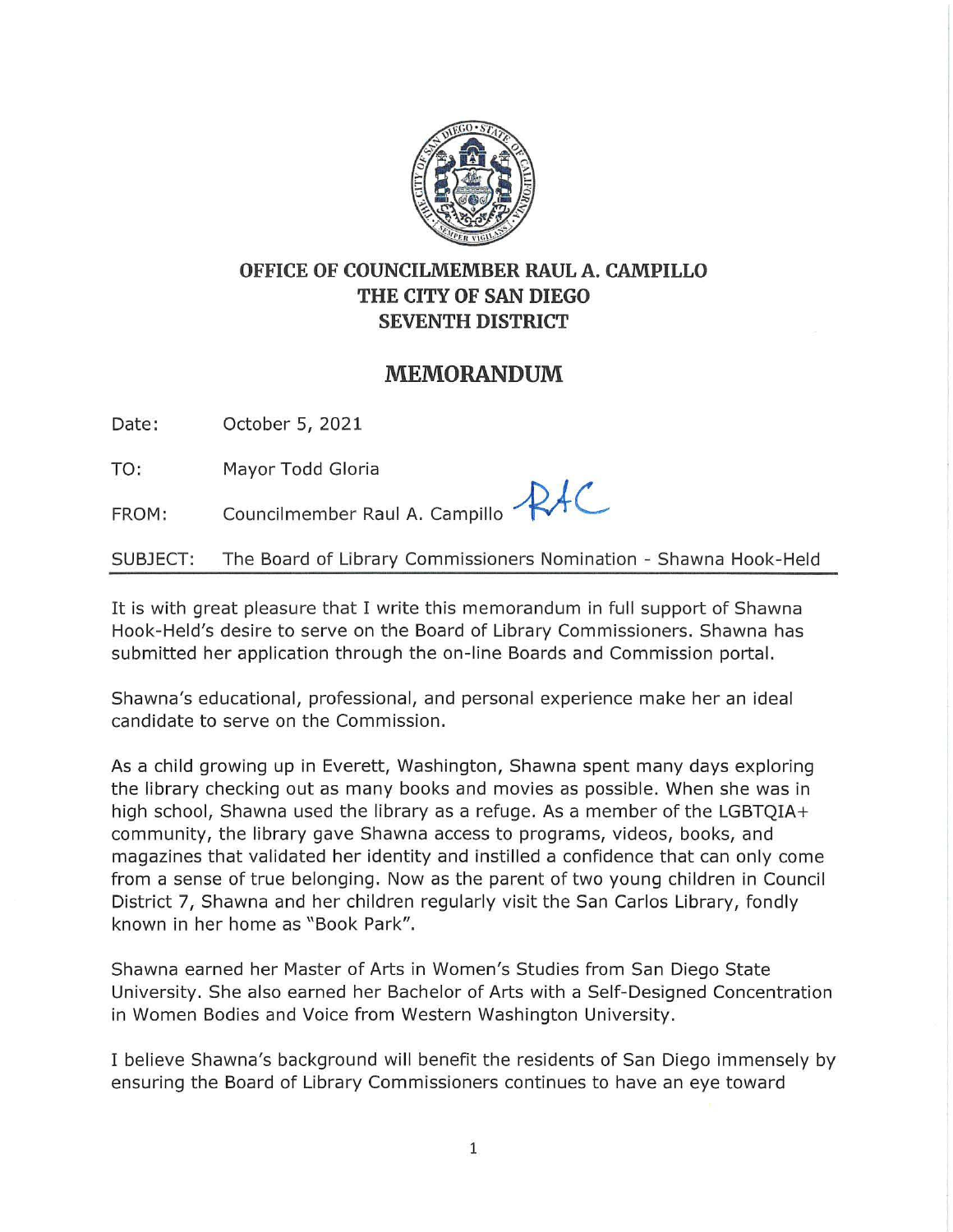**OFFICE OF COUNCILMEMBER RAUL A. CAMPILLO**
**THE CITY OF SAN DIEGO**
**SEVENTH DISTRICT**

# MEMORANDUM

Date: October 5, 2021

TO: Mayor Todd Gloria

FROM: Councilmember Raul A. Campillo RAC

SUBJECT: The Board of Library Commissioners Nomination - Shawna Hook-Held

---

It is with great pleasure that I write this memorandum in full support of Shawna Hook-Held's desire to serve on the Board of Library Commissioners. Shawna has submitted her application through the on-line Boards and Commission portal.

Shawna's educational, professional, and personal experience make her an ideal candidate to serve on the Commission.

As a child growing up in Everett, Washington, Shawna spent many days exploring the library checking out as many books and movies as possible. When she was in high school, Shawna used the library as a refuge. As a member of the LGBTQIA+ community, the library gave Shawna access to programs, videos, books, and magazines that validated her identity and instilled a confidence that can only come from a sense of true belonging. Now as the parent of two young children in Council District 7, Shawna and her children regularly visit the San Carlos Library, fondly known in her home as "Book Park".

Shawna earned her Master of Arts in Women's Studies from San Diego State University. She also earned her Bachelor of Arts with a Self-Designed Concentration in Women Bodies and Voice from Western Washington University.

I believe Shawna's background will benefit the residents of San Diego immensely by ensuring the Board of Library Commissioners continues to have an eye toward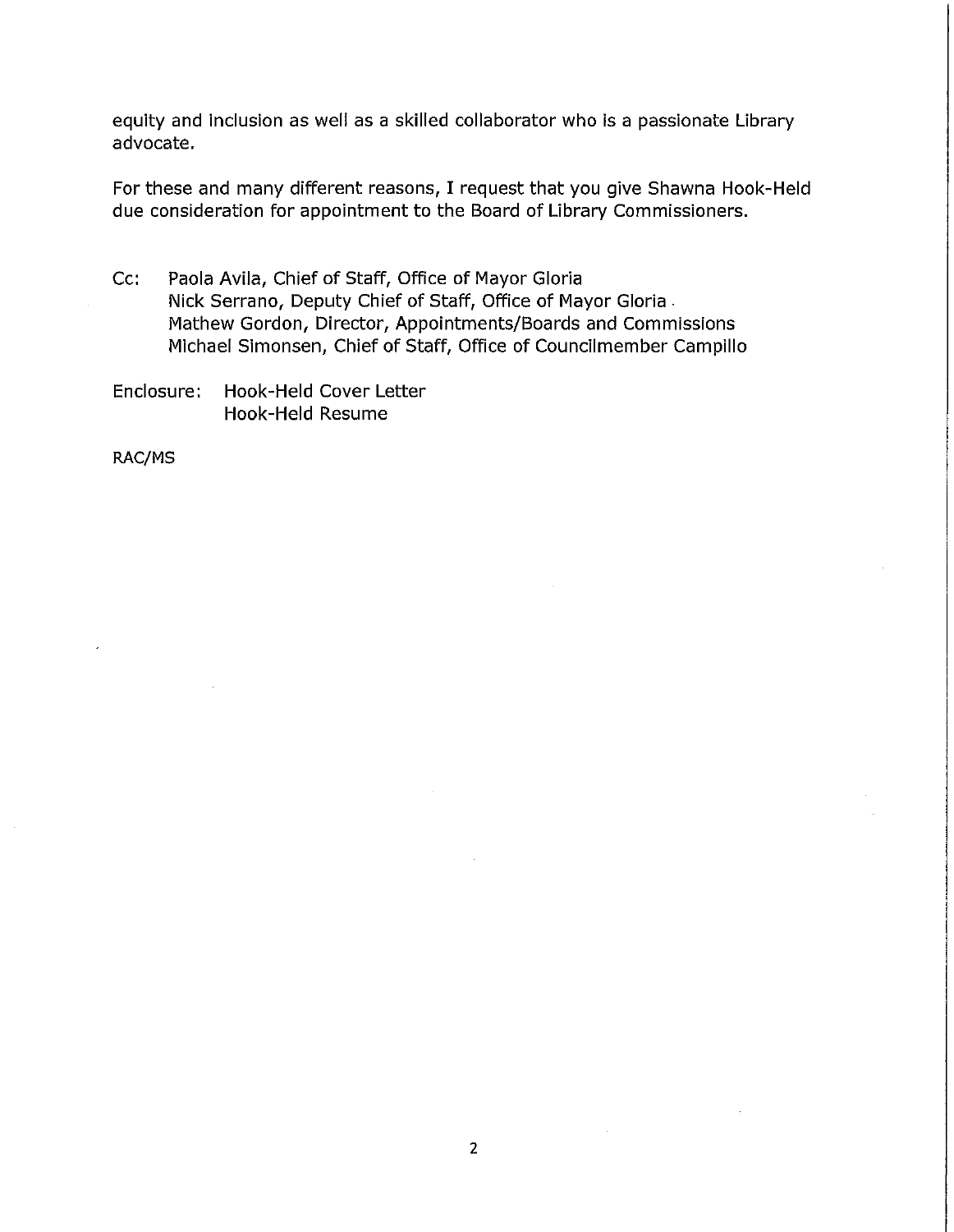equity and inclusion as well as a skilled collaborator who is a passionate Library advocate.

For these and many different reasons, I request that you give Shawna Hook-Held due consideration for appointment to the Board of Library Commissioners.

Cc: Paola Avila, Chief of Staff, Office of Mayor Gloria
Nick Serrano, Deputy Chief of Staff, Office of Mayor Gloria
Mathew Gordon, Director, Appointments/Boards and Commissions
Michael Simonsen, Chief of Staff, Office of Councilmember Campillo

Enclosure: Hook-Held Cover Letter
Hook-Held Resume

RAC/MS